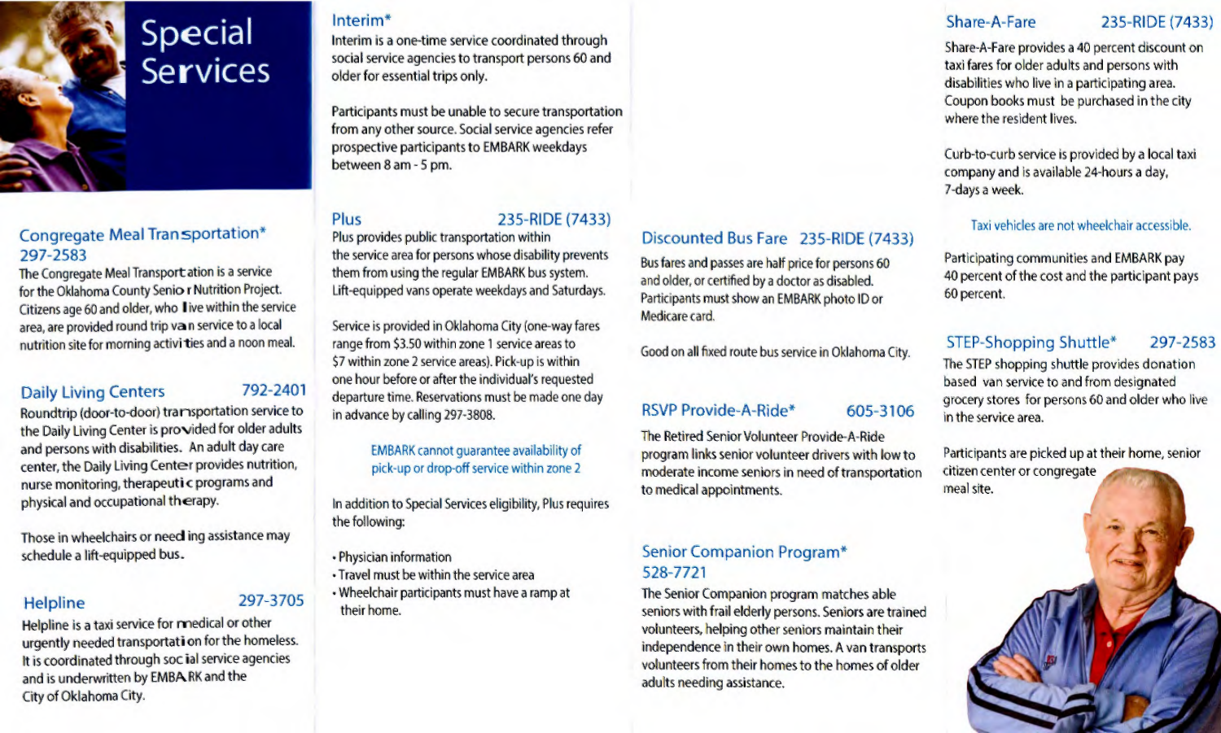# Special Services

## Congregate Meal Transportation*

297-2583

The Congregate Meal Transportation is a service for the Oklahoma County Senior Nutrition Project. Citizens age 60 and older, who live within the service area, are provided round trip van service to a local nutrition site for morning activities and a noon meal.

## Daily Living Centers 792-2401

Roundtrip (door-to-door) transportation service to the Daily Living Center is provided for older adults and persons with disabilities. An adult day care center, the Daily Living Center provides nutrition, nurse monitoring, therapeutic programs and physical and occupational therapy.

Those in wheelchairs or needing assistance may schedule a lift-equipped bus.

## Helpline 297-3705

Helpline is a taxi service for medical or other urgently needed transportation for the homeless. It is coordinated through social service agencies and is underwritten by EMBARK and the City of Oklahoma City.

## Interim*

Interim is a one-time service coordinated through social service agencies to transport persons 60 and older for essential trips only.

Participants must be unable to secure transportation from any other source. Social service agencies refer prospective participants to EMBARK weekdays between 8 am - 5 pm.

## Plus 235-RIDE (7433)

Plus provides public transportation within the service area for persons whose disability prevents them from using the regular EMBARK bus system. Lift-equipped vans operate weekdays and Saturdays.

Service is provided in Oklahoma City (one-way fares range from $3.50 within zone 1 service areas to $7 within zone 2 service areas). Pick-up is within one hour before or after the individual's requested departure time. Reservations must be made one day in advance by calling 297-3808.

EMBARK cannot guarantee availability of pick-up or drop-off service within zone 2

In addition to Special Services eligibility, Plus requires the following:

- Physician information
- Travel must be within the service area
- Wheelchair participants must have a ramp at their home.

## Discounted Bus Fare 235-RIDE (7433)

Bus fares and passes are half price for persons 60 and older, or certified by a doctor as disabled. Participants must show an EMBARK photo ID or Medicare card.

Good on all fixed route bus service in Oklahoma City.

## RSVP Provide-A-Ride* 605-3106

The Retired Senior Volunteer Provide-A-Ride program links senior volunteer drivers with low to moderate income seniors in need of transportation to medical appointments.

## Senior Companion Program*

528-7721

The Senior Companion program matches able seniors with frail elderly persons. Seniors are trained volunteers, helping other seniors maintain their independence in their own homes. A van transports volunteers from their homes to the homes of older adults needing assistance.

## Share-A-Fare 235-RIDE (7433)

Share-A-Fare provides a 40 percent discount on taxi fares for older adults and persons with disabilities who live in a participating area. Coupon books must be purchased in the city where the resident lives.

Curb-to-curb service is provided by a local taxi company and is available 24-hours a day, 7-days a week.

Taxi vehicles are not wheelchair accessible.

Participating communities and EMBARK pay 40 percent of the cost and the participant pays 60 percent.

## STEP-Shopping Shuttle* 297-2583

The STEP shopping shuttle provides donation based van service to and from designated grocery stores for persons 60 and older who live in the service area.

Participants are picked up at their home, senior citizen center or congregate meal site.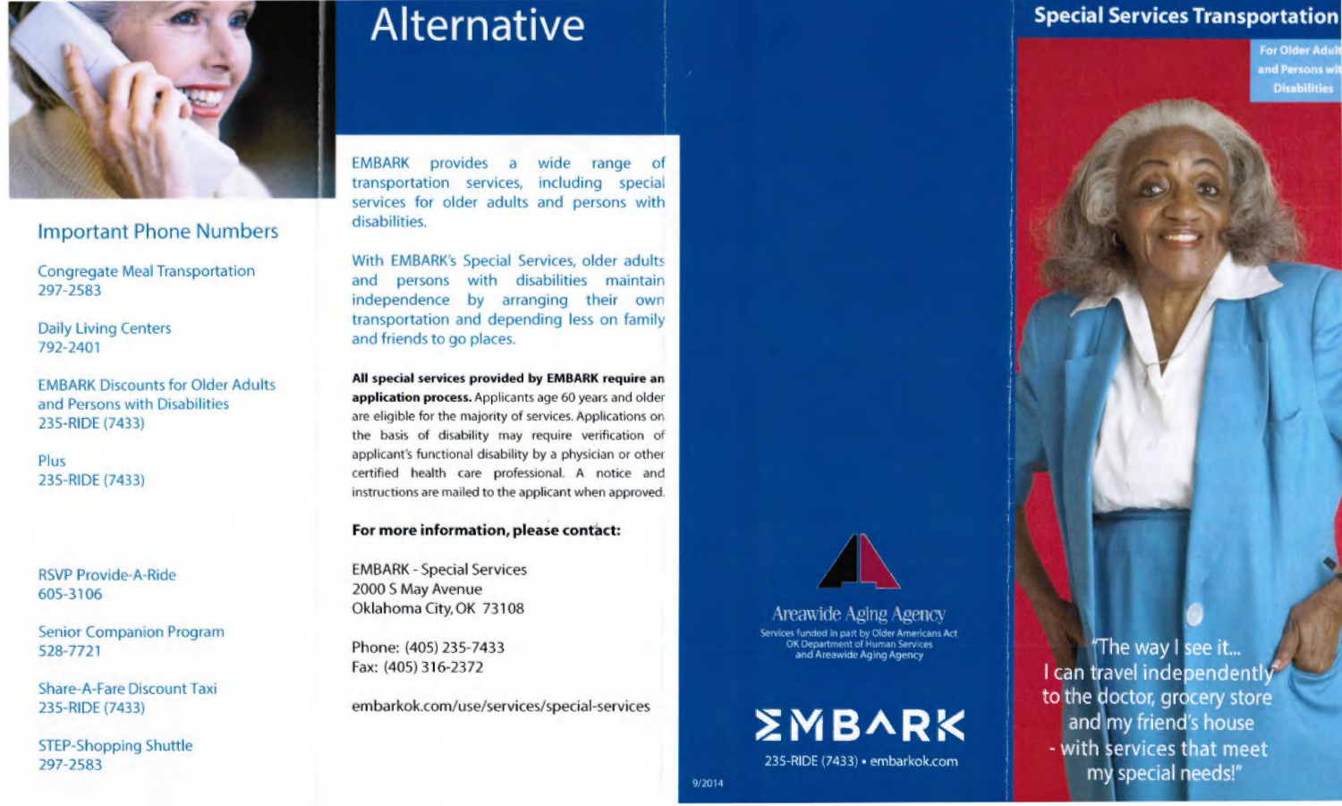## Important Phone Numbers

Congregate Meal Transportation
297-2583

Daily Living Centers
792-2401

EMBARK Discounts for Older Adults and Persons with Disabilities
235-RIDE (7433)

Plus
235-RIDE (7433)

RSVP Provide-A-Ride
605-3106

Senior Companion Program
528-7721

Share-A-Fare Discount Taxi
235-RIDE (7433)

STEP-Shopping Shuttle
297-2583

# Alternative

EMBARK provides a wide range of transportation services, including special services for older adults and persons with disabilities.

With EMBARK's Special Services, older adults and persons with disabilities maintain independence by arranging their own transportation and depending less on family and friends to go places.

**All special services provided by EMBARK require an application process.** Applicants age 60 years and older are eligible for the majority of services. Applications on the basis of disability may require verification of applicant's functional disability by a physician or other certified health care professional. A notice and instructions are mailed to the applicant when approved.

**For more information, please contact:**

EMBARK - Special Services
2000 S May Avenue
Oklahoma City, OK 73108

Phone: (405) 235-7433
Fax: (405) 316-2372

embarkok.com/use/services/special-services

Areawide Aging Agency
Services funded in part by Older Americans Act
OK Department of Human Services
and Areawide Aging Agency

EMBARK
235-RIDE (7433) • embarkok.com

9/2014

# Special Services Transportation

For Older Adults and Persons with Disabilities

"The way I see it... I can travel independently to the doctor, grocery store and my friend's house - with services that meet my special needs!"